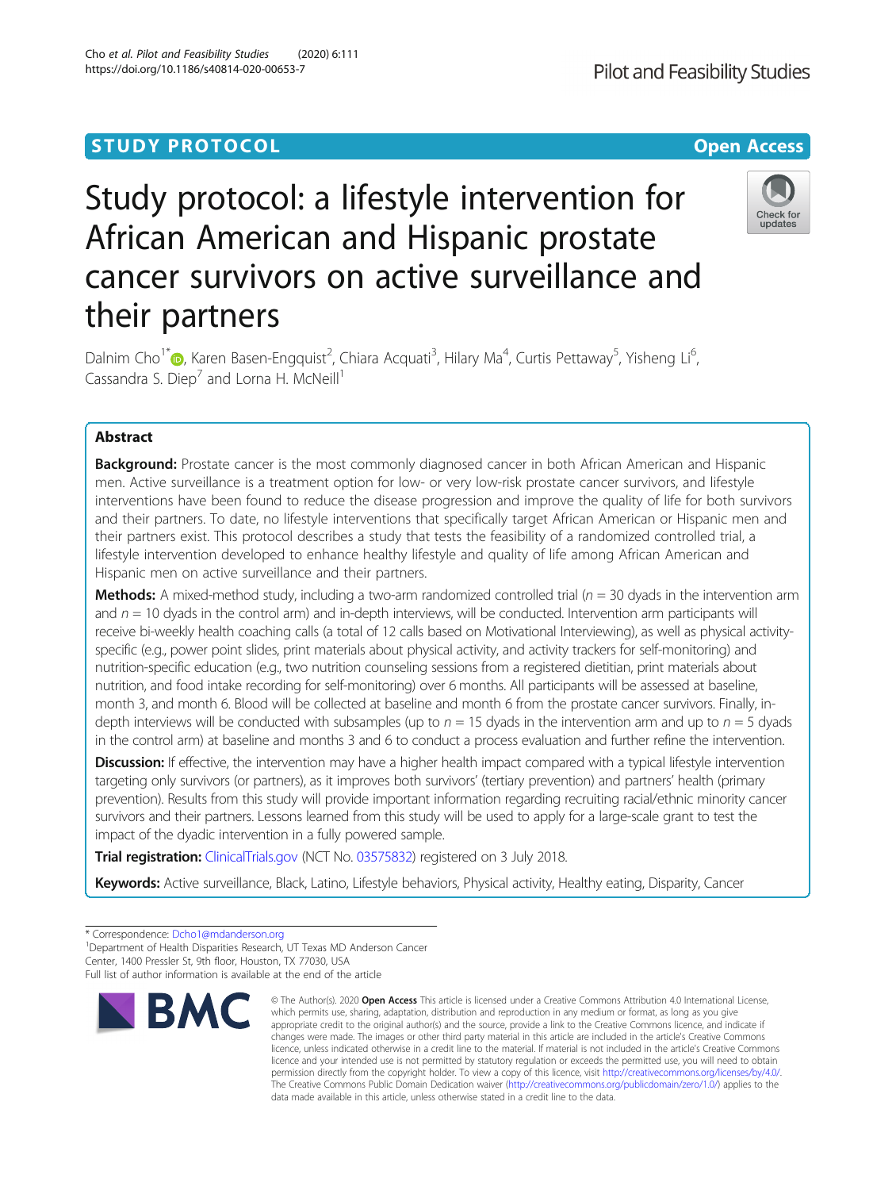STUDY PROTOCOL Open Access

# Study protocol: a lifestyle intervention for African American and Hispanic prostate cancer survivors on active surveillance and their partners

Dalnim Cho[1*], Karen Basen-Engquist[2], Chiara Acquati[3], Hilary Ma[4], Curtis Pettaway[5], Yisheng Li[6], Cassandra S. Diep[7] and Lorna H. McNeill[1]

## Abstract

**Background:** Prostate cancer is the most commonly diagnosed cancer in both African American and Hispanic men. Active surveillance is a treatment option for low- or very low-risk prostate cancer survivors, and lifestyle interventions have been found to reduce the disease progression and improve the quality of life for both survivors and their partners. To date, no lifestyle interventions that specifically target African American or Hispanic men and their partners exist. This protocol describes a study that tests the feasibility of a randomized controlled trial, a lifestyle intervention developed to enhance healthy lifestyle and quality of life among African American and Hispanic men on active surveillance and their partners.

**Methods:** A mixed-method study, including a two-arm randomized controlled trial ($n$ = 30 dyads in the intervention arm and $n$ = 10 dyads in the control arm) and in-depth interviews, will be conducted. Intervention arm participants will receive bi-weekly health coaching calls (a total of 12 calls based on Motivational Interviewing), as well as physical activity-specific (e.g., power point slides, print materials about physical activity, and activity trackers for self-monitoring) and nutrition-specific education (e.g., two nutrition counseling sessions from a registered dietitian, print materials about nutrition, and food intake recording for self-monitoring) over 6 months. All participants will be assessed at baseline, month 3, and month 6. Blood will be collected at baseline and month 6 from the prostate cancer survivors. Finally, in-depth interviews will be conducted with subsamples (up to $n$ = 15 dyads in the intervention arm and up to $n$ = 5 dyads in the control arm) at baseline and months 3 and 6 to conduct a process evaluation and further refine the intervention.

**Discussion:** If effective, the intervention may have a higher health impact compared with a typical lifestyle intervention targeting only survivors (or partners), as it improves both survivors' (tertiary prevention) and partners' health (primary prevention). Results from this study will provide important information regarding recruiting racial/ethnic minority cancer survivors and their partners. Lessons learned from this study will be used to apply for a large-scale grant to test the impact of the dyadic intervention in a fully powered sample.

**Trial registration:** ClinicalTrials.gov (NCT No. 03575832) registered on 3 July 2018.

**Keywords:** Active surveillance, Black, Latino, Lifestyle behaviors, Physical activity, Healthy eating, Disparity, Cancer

---

* Correspondence: Dcho1@mdanderson.org
[1]Department of Health Disparities Research, UT Texas MD Anderson Cancer Center, 1400 Pressler St, 9th floor, Houston, TX 77030, USA
Full list of author information is available at the end of the article

© The Author(s). 2020 **Open Access** This article is licensed under a Creative Commons Attribution 4.0 International License, which permits use, sharing, adaptation, distribution and reproduction in any medium or format, as long as you give appropriate credit to the original author(s) and the source, provide a link to the Creative Commons licence, and indicate if changes were made. The images or other third party material in this article are included in the article's Creative Commons licence, unless indicated otherwise in a credit line to the material. If material is not included in the article's Creative Commons licence and your intended use is not permitted by statutory regulation or exceeds the permitted use, you will need to obtain permission directly from the copyright holder. To view a copy of this licence, visit http://creativecommons.org/licenses/by/4.0/. The Creative Commons Public Domain Dedication waiver (http://creativecommons.org/publicdomain/zero/1.0/) applies to the data made available in this article, unless otherwise stated in a credit line to the data.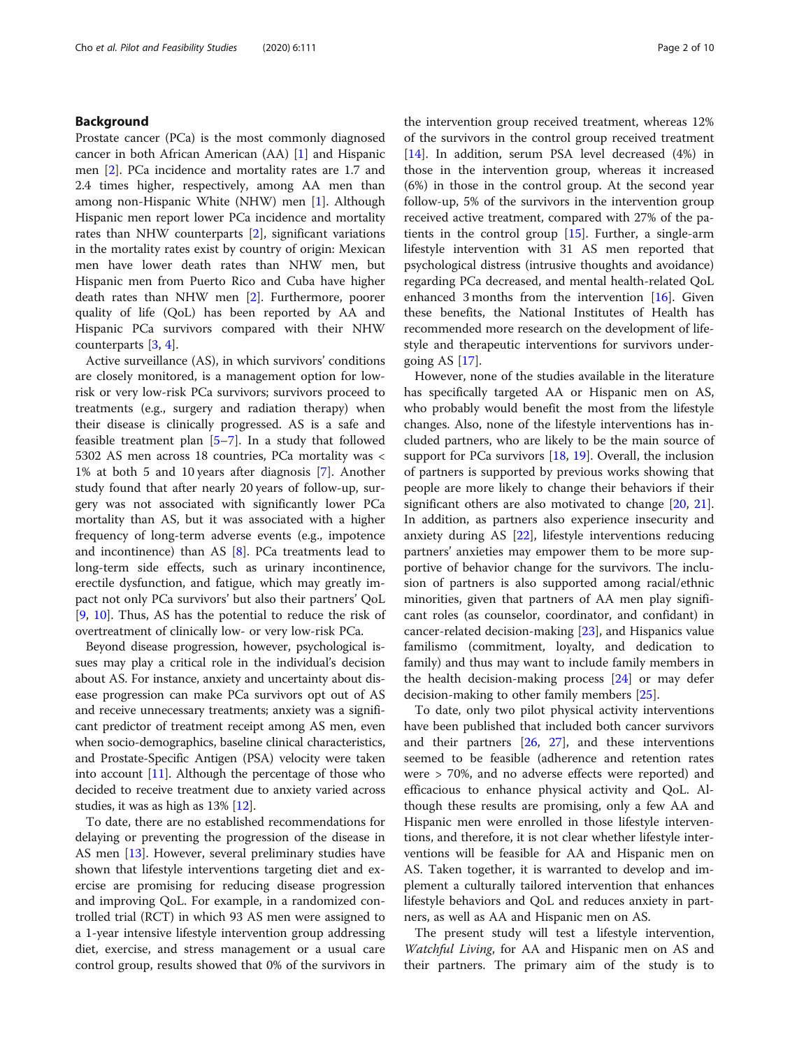## Background

Prostate cancer (PCa) is the most commonly diagnosed cancer in both African American (AA) [1] and Hispanic men [2]. PCa incidence and mortality rates are 1.7 and 2.4 times higher, respectively, among AA men than among non-Hispanic White (NHW) men [1]. Although Hispanic men report lower PCa incidence and mortality rates than NHW counterparts [2], significant variations in the mortality rates exist by country of origin: Mexican men have lower death rates than NHW men, but Hispanic men from Puerto Rico and Cuba have higher death rates than NHW men [2]. Furthermore, poorer quality of life (QoL) has been reported by AA and Hispanic PCa survivors compared with their NHW counterparts [3, 4].

Active surveillance (AS), in which survivors' conditions are closely monitored, is a management option for low-risk or very low-risk PCa survivors; survivors proceed to treatments (e.g., surgery and radiation therapy) when their disease is clinically progressed. AS is a safe and feasible treatment plan [5–7]. In a study that followed 5302 AS men across 18 countries, PCa mortality was < 1% at both 5 and 10 years after diagnosis [7]. Another study found that after nearly 20 years of follow-up, surgery was not associated with significantly lower PCa mortality than AS, but it was associated with a higher frequency of long-term adverse events (e.g., impotence and incontinence) than AS [8]. PCa treatments lead to long-term side effects, such as urinary incontinence, erectile dysfunction, and fatigue, which may greatly impact not only PCa survivors' but also their partners' QoL [9, 10]. Thus, AS has the potential to reduce the risk of overtreatment of clinically low- or very low-risk PCa.

Beyond disease progression, however, psychological issues may play a critical role in the individual's decision about AS. For instance, anxiety and uncertainty about disease progression can make PCa survivors opt out of AS and receive unnecessary treatments; anxiety was a significant predictor of treatment receipt among AS men, even when socio-demographics, baseline clinical characteristics, and Prostate-Specific Antigen (PSA) velocity were taken into account [11]. Although the percentage of those who decided to receive treatment due to anxiety varied across studies, it was as high as 13% [12].

To date, there are no established recommendations for delaying or preventing the progression of the disease in AS men [13]. However, several preliminary studies have shown that lifestyle interventions targeting diet and exercise are promising for reducing disease progression and improving QoL. For example, in a randomized controlled trial (RCT) in which 93 AS men were assigned to a 1-year intensive lifestyle intervention group addressing diet, exercise, and stress management or a usual care control group, results showed that 0% of the survivors in the intervention group received treatment, whereas 12% of the survivors in the control group received treatment [14]. In addition, serum PSA level decreased (4%) in those in the intervention group, whereas it increased (6%) in those in the control group. At the second year follow-up, 5% of the survivors in the intervention group received active treatment, compared with 27% of the patients in the control group [15]. Further, a single-arm lifestyle intervention with 31 AS men reported that psychological distress (intrusive thoughts and avoidance) regarding PCa decreased, and mental health-related QoL enhanced 3 months from the intervention [16]. Given these benefits, the National Institutes of Health has recommended more research on the development of lifestyle and therapeutic interventions for survivors undergoing AS [17].

However, none of the studies available in the literature has specifically targeted AA or Hispanic men on AS, who probably would benefit the most from the lifestyle changes. Also, none of the lifestyle interventions has included partners, who are likely to be the main source of support for PCa survivors [18, 19]. Overall, the inclusion of partners is supported by previous works showing that people are more likely to change their behaviors if their significant others are also motivated to change [20, 21]. In addition, as partners also experience insecurity and anxiety during AS [22], lifestyle interventions reducing partners' anxieties may empower them to be more supportive of behavior change for the survivors. The inclusion of partners is also supported among racial/ethnic minorities, given that partners of AA men play significant roles (as counselor, coordinator, and confidant) in cancer-related decision-making [23], and Hispanics value familismo (commitment, loyalty, and dedication to family) and thus may want to include family members in the health decision-making process [24] or may defer decision-making to other family members [25].

To date, only two pilot physical activity interventions have been published that included both cancer survivors and their partners [26, 27], and these interventions seemed to be feasible (adherence and retention rates were > 70%, and no adverse effects were reported) and efficacious to enhance physical activity and QoL. Although these results are promising, only a few AA and Hispanic men were enrolled in those lifestyle interventions, and therefore, it is not clear whether lifestyle interventions will be feasible for AA and Hispanic men on AS. Taken together, it is warranted to develop and implement a culturally tailored intervention that enhances lifestyle behaviors and QoL and reduces anxiety in partners, as well as AA and Hispanic men on AS.

The present study will test a lifestyle intervention, *Watchful Living*, for AA and Hispanic men on AS and their partners. The primary aim of the study is to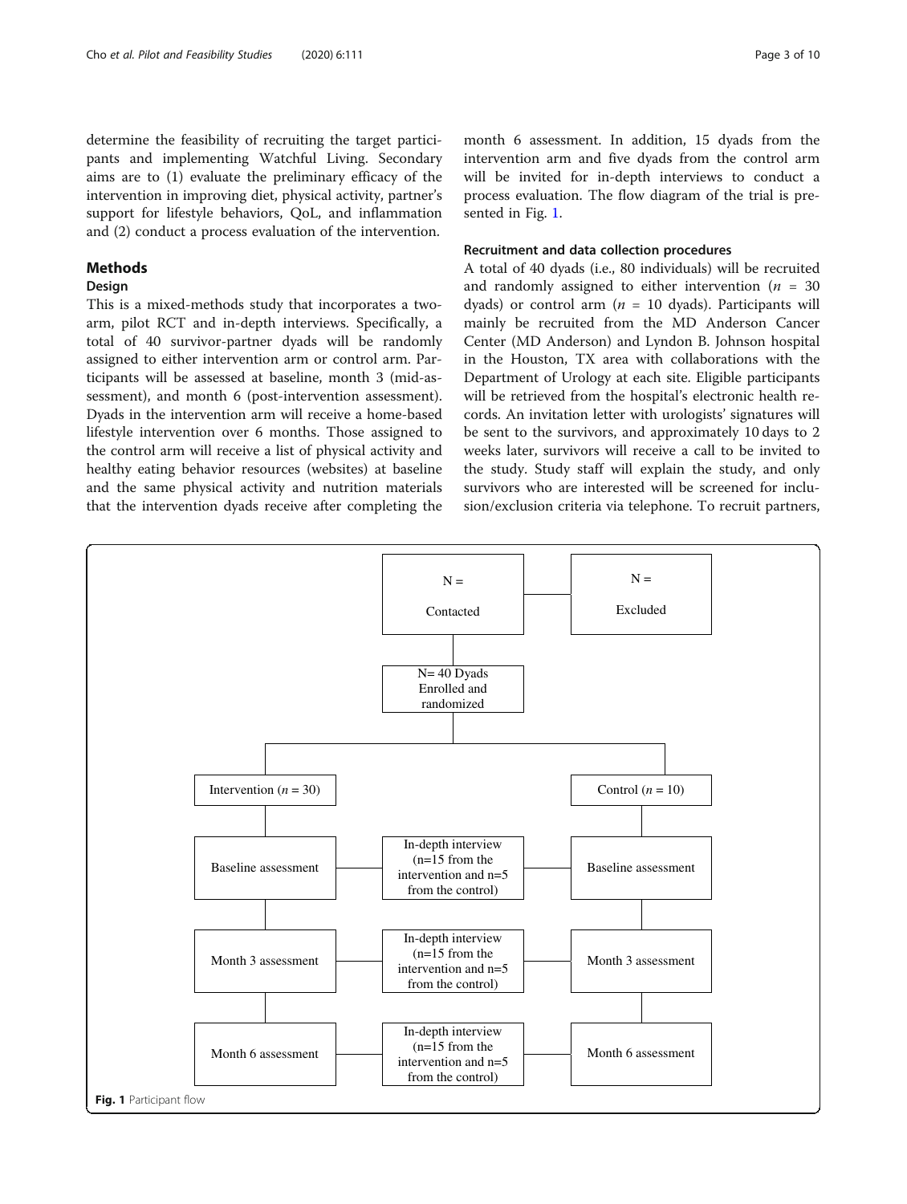determine the feasibility of recruiting the target participants and implementing Watchful Living. Secondary aims are to (1) evaluate the preliminary efficacy of the intervention in improving diet, physical activity, partner's support for lifestyle behaviors, QoL, and inflammation and (2) conduct a process evaluation of the intervention.

## Methods

### Design

This is a mixed-methods study that incorporates a two-arm, pilot RCT and in-depth interviews. Specifically, a total of 40 survivor-partner dyads will be randomly assigned to either intervention arm or control arm. Participants will be assessed at baseline, month 3 (mid-assessment), and month 6 (post-intervention assessment). Dyads in the intervention arm will receive a home-based lifestyle intervention over 6 months. Those assigned to the control arm will receive a list of physical activity and healthy eating behavior resources (websites) at baseline and the same physical activity and nutrition materials that the intervention dyads receive after completing the month 6 assessment. In addition, 15 dyads from the intervention arm and five dyads from the control arm will be invited for in-depth interviews to conduct a process evaluation. The flow diagram of the trial is presented in Fig. 1.

### Recruitment and data collection procedures

A total of 40 dyads (i.e., 80 individuals) will be recruited and randomly assigned to either intervention ($n$ = 30 dyads) or control arm ($n$ = 10 dyads). Participants will mainly be recruited from the MD Anderson Cancer Center (MD Anderson) and Lyndon B. Johnson hospital in the Houston, TX area with collaborations with the Department of Urology at each site. Eligible participants will be retrieved from the hospital's electronic health records. An invitation letter with urologists' signatures will be sent to the survivors, and approximately 10 days to 2 weeks later, survivors will receive a call to be invited to the study. Study staff will explain the study, and only survivors who are interested will be screened for inclusion/exclusion criteria via telephone. To recruit partners,

N = Contacted

N = Excluded

N= 40 Dyads Enrolled and randomized

Intervention ($n$ = 30) | Control ($n$ = 10)

Baseline assessment — In-depth interview (n=15 from the intervention and n=5 from the control) — Baseline assessment

Month 3 assessment — In-depth interview (n=15 from the intervention and n=5 from the control) — Month 3 assessment

Month 6 assessment — In-depth interview (n=15 from the intervention and n=5 from the control) — Month 6 assessment

**Fig. 1** Participant flow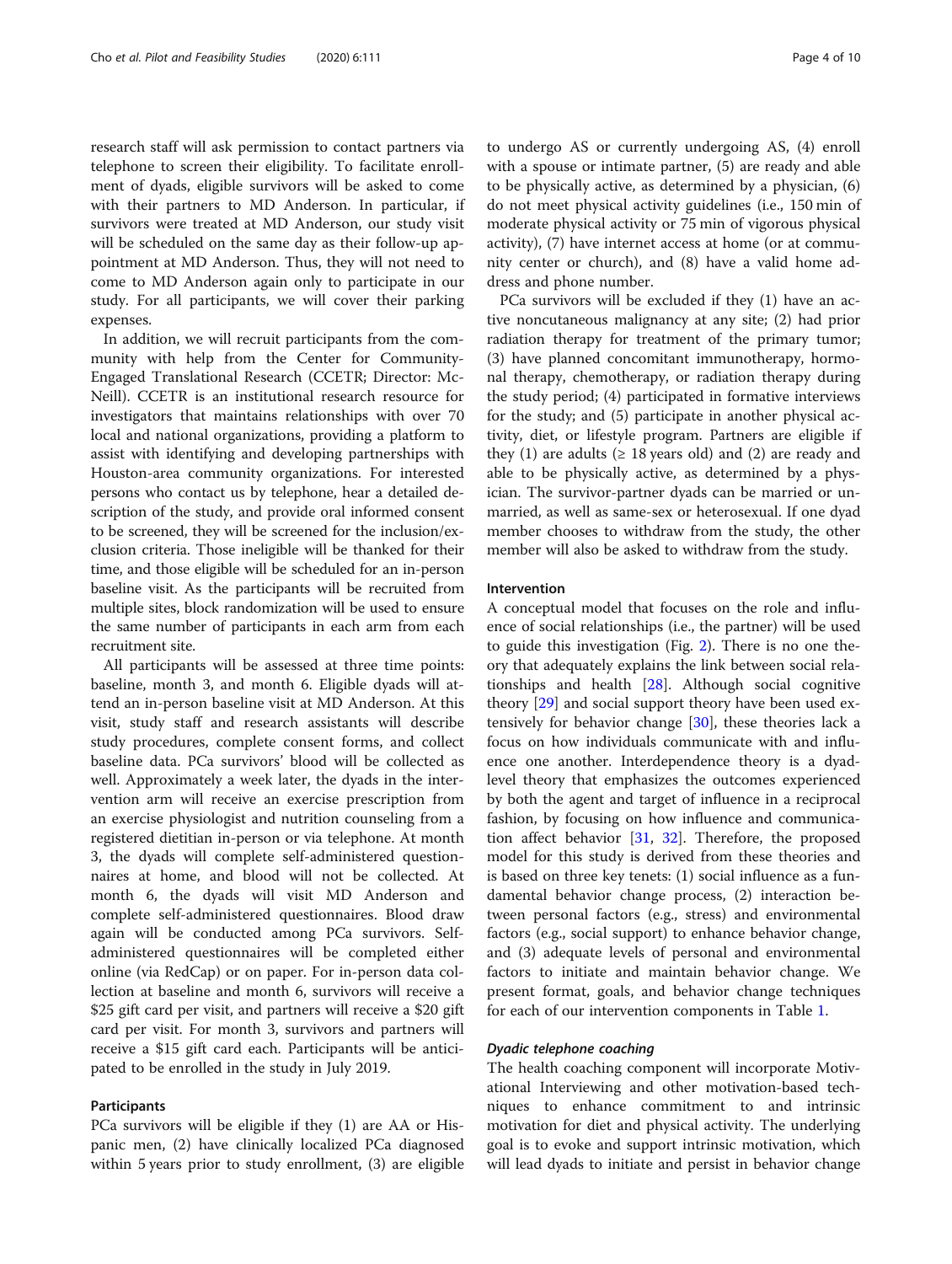research staff will ask permission to contact partners via telephone to screen their eligibility. To facilitate enrollment of dyads, eligible survivors will be asked to come with their partners to MD Anderson. In particular, if survivors were treated at MD Anderson, our study visit will be scheduled on the same day as their follow-up appointment at MD Anderson. Thus, they will not need to come to MD Anderson again only to participate in our study. For all participants, we will cover their parking expenses.

In addition, we will recruit participants from the community with help from the Center for Community-Engaged Translational Research (CCETR; Director: McNeill). CCETR is an institutional research resource for investigators that maintains relationships with over 70 local and national organizations, providing a platform to assist with identifying and developing partnerships with Houston-area community organizations. For interested persons who contact us by telephone, hear a detailed description of the study, and provide oral informed consent to be screened, they will be screened for the inclusion/exclusion criteria. Those ineligible will be thanked for their time, and those eligible will be scheduled for an in-person baseline visit. As the participants will be recruited from multiple sites, block randomization will be used to ensure the same number of participants in each arm from each recruitment site.

All participants will be assessed at three time points: baseline, month 3, and month 6. Eligible dyads will attend an in-person baseline visit at MD Anderson. At this visit, study staff and research assistants will describe study procedures, complete consent forms, and collect baseline data. PCa survivors' blood will be collected as well. Approximately a week later, the dyads in the intervention arm will receive an exercise prescription from an exercise physiologist and nutrition counseling from a registered dietitian in-person or via telephone. At month 3, the dyads will complete self-administered questionnaires at home, and blood will not be collected. At month 6, the dyads will visit MD Anderson and complete self-administered questionnaires. Blood draw again will be conducted among PCa survivors. Self-administered questionnaires will be completed either online (via RedCap) or on paper. For in-person data collection at baseline and month 6, survivors will receive a \$25 gift card per visit, and partners will receive a \$20 gift card per visit. For month 3, survivors and partners will receive a \$15 gift card each. Participants will be anticipated to be enrolled in the study in July 2019.

## Participants

PCa survivors will be eligible if they (1) are AA or Hispanic men, (2) have clinically localized PCa diagnosed within 5 years prior to study enrollment, (3) are eligible to undergo AS or currently undergoing AS, (4) enroll with a spouse or intimate partner, (5) are ready and able to be physically active, as determined by a physician, (6) do not meet physical activity guidelines (i.e., 150 min of moderate physical activity or 75 min of vigorous physical activity), (7) have internet access at home (or at community center or church), and (8) have a valid home address and phone number.

PCa survivors will be excluded if they (1) have an active noncutaneous malignancy at any site; (2) had prior radiation therapy for treatment of the primary tumor; (3) have planned concomitant immunotherapy, hormonal therapy, chemotherapy, or radiation therapy during the study period; (4) participated in formative interviews for the study; and (5) participate in another physical activity, diet, or lifestyle program. Partners are eligible if they (1) are adults (≥ 18 years old) and (2) are ready and able to be physically active, as determined by a physician. The survivor-partner dyads can be married or unmarried, as well as same-sex or heterosexual. If one dyad member chooses to withdraw from the study, the other member will also be asked to withdraw from the study.

## Intervention

A conceptual model that focuses on the role and influence of social relationships (i.e., the partner) will be used to guide this investigation (Fig. 2). There is no one theory that adequately explains the link between social relationships and health [28]. Although social cognitive theory [29] and social support theory have been used extensively for behavior change [30], these theories lack a focus on how individuals communicate with and influence one another. Interdependence theory is a dyad-level theory that emphasizes the outcomes experienced by both the agent and target of influence in a reciprocal fashion, by focusing on how influence and communication affect behavior [31, 32]. Therefore, the proposed model for this study is derived from these theories and is based on three key tenets: (1) social influence as a fundamental behavior change process, (2) interaction between personal factors (e.g., stress) and environmental factors (e.g., social support) to enhance behavior change, and (3) adequate levels of personal and environmental factors to initiate and maintain behavior change. We present format, goals, and behavior change techniques for each of our intervention components in Table 1.

### *Dyadic telephone coaching*

The health coaching component will incorporate Motivational Interviewing and other motivation-based techniques to enhance commitment to and intrinsic motivation for diet and physical activity. The underlying goal is to evoke and support intrinsic motivation, which will lead dyads to initiate and persist in behavior change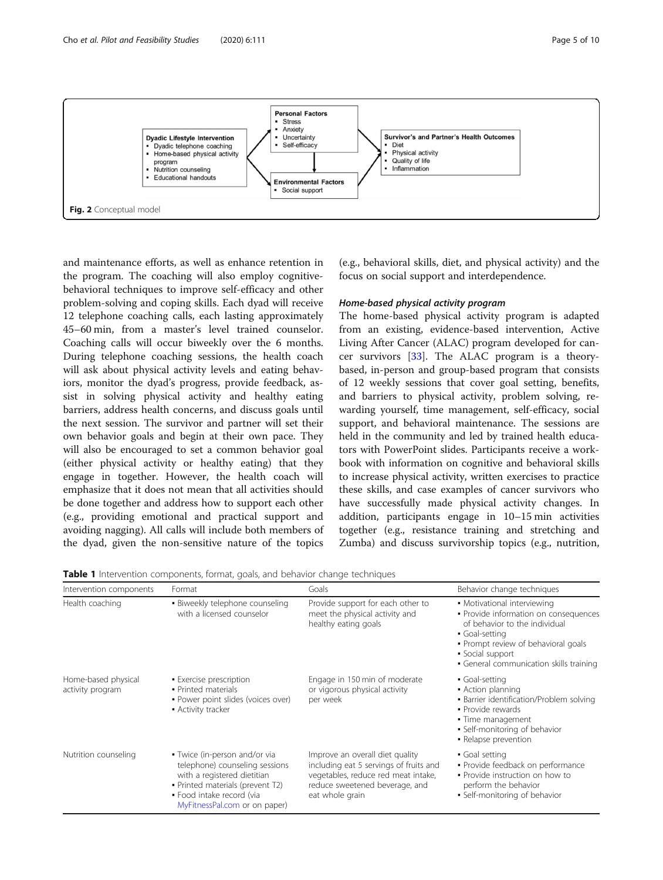Dyadic Lifestyle Intervention
- Dyadic telephone coaching
- Home-based physical activity program
- Nutrition counseling
- Educational handouts

Personal Factors
- Stress
- Anxiety
- Uncertainty
- Self-efficacy

Environmental Factors
- Social support

Survivor's and Partner's Health Outcomes
- Diet
- Physical activity
- Quality of life
- Inflammation

**Fig. 2** Conceptual model

and maintenance efforts, as well as enhance retention in the program. The coaching will also employ cognitive-behavioral techniques to improve self-efficacy and other problem-solving and coping skills. Each dyad will receive 12 telephone coaching calls, each lasting approximately 45–60 min, from a master's level trained counselor. Coaching calls will occur biweekly over the 6 months. During telephone coaching sessions, the health coach will ask about physical activity levels and eating behaviors, monitor the dyad's progress, provide feedback, assist in solving physical activity and healthy eating barriers, address health concerns, and discuss goals until the next session. The survivor and partner will set their own behavior goals and begin at their own pace. They will also be encouraged to set a common behavior goal (either physical activity or healthy eating) that they engage in together. However, the health coach will emphasize that it does not mean that all activities should be done together and address how to support each other (e.g., providing emotional and practical support and avoiding nagging). All calls will include both members of the dyad, given the non-sensitive nature of the topics (e.g., behavioral skills, diet, and physical activity) and the focus on social support and interdependence.

#### Home-based physical activity program

The home-based physical activity program is adapted from an existing, evidence-based intervention, Active Living After Cancer (ALAC) program developed for cancer survivors [33]. The ALAC program is a theory-based, in-person and group-based program that consists of 12 weekly sessions that cover goal setting, benefits, and barriers to physical activity, problem solving, rewarding yourself, time management, self-efficacy, social support, and behavioral maintenance. The sessions are held in the community and led by trained health educators with PowerPoint slides. Participants receive a workbook with information on cognitive and behavioral skills to increase physical activity, written exercises to practice these skills, and case examples of cancer survivors who have successfully made physical activity changes. In addition, participants engage in 10–15 min activities together (e.g., resistance training and stretching and Zumba) and discuss survivorship topics (e.g., nutrition,

**Table 1** Intervention components, format, goals, and behavior change techniques

| Intervention components | Format | Goals | Behavior change techniques |
|---|---|---|---|
| Health coaching | ▪ Biweekly telephone counseling with a licensed counselor | Provide support for each other to meet the physical activity and healthy eating goals | ▪ Motivational interviewing<br>▪ Provide information on consequences of behavior to the individual<br>▪ Goal-setting<br>▪ Prompt review of behavioral goals<br>▪ Social support<br>▪ General communication skills training |
| Home-based physical activity program | ▪ Exercise prescription<br>▪ Printed materials<br>▪ Power point slides (voices over)<br>▪ Activity tracker | Engage in 150 min of moderate or vigorous physical activity per week | ▪ Goal-setting<br>▪ Action planning<br>▪ Barrier identification/Problem solving<br>▪ Provide rewards<br>▪ Time management<br>▪ Self-monitoring of behavior<br>▪ Relapse prevention |
| Nutrition counseling | ▪ Twice (in-person and/or via telephone) counseling sessions with a registered dietitian<br>▪ Printed materials (prevent T2)<br>▪ Food intake record (via MyFitnessPal.com or on paper) | Improve an overall diet quality including eat 5 servings of fruits and vegetables, reduce red meat intake, reduce sweetened beverage, and eat whole grain | ▪ Goal setting<br>▪ Provide feedback on performance<br>▪ Provide instruction on how to perform the behavior<br>▪ Self-monitoring of behavior |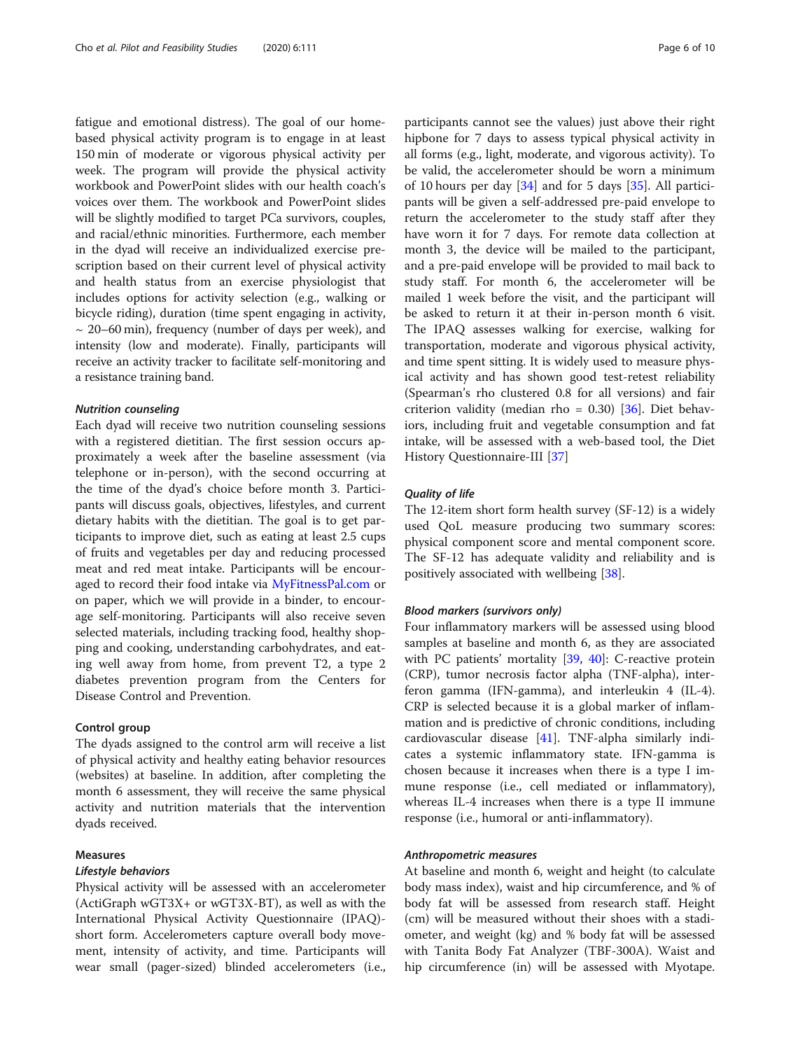fatigue and emotional distress). The goal of our home-based physical activity program is to engage in at least 150 min of moderate or vigorous physical activity per week. The program will provide the physical activity workbook and PowerPoint slides with our health coach's voices over them. The workbook and PowerPoint slides will be slightly modified to target PCa survivors, couples, and racial/ethnic minorities. Furthermore, each member in the dyad will receive an individualized exercise prescription based on their current level of physical activity and health status from an exercise physiologist that includes options for activity selection (e.g., walking or bicycle riding), duration (time spent engaging in activity, ~ 20–60 min), frequency (number of days per week), and intensity (low and moderate). Finally, participants will receive an activity tracker to facilitate self-monitoring and a resistance training band.

#### *Nutrition counseling*

Each dyad will receive two nutrition counseling sessions with a registered dietitian. The first session occurs approximately a week after the baseline assessment (via telephone or in-person), with the second occurring at the time of the dyad's choice before month 3. Participants will discuss goals, objectives, lifestyles, and current dietary habits with the dietitian. The goal is to get participants to improve diet, such as eating at least 2.5 cups of fruits and vegetables per day and reducing processed meat and red meat intake. Participants will be encouraged to record their food intake via MyFitnessPal.com or on paper, which we will provide in a binder, to encourage self-monitoring. Participants will also receive seven selected materials, including tracking food, healthy shopping and cooking, understanding carbohydrates, and eating well away from home, from prevent T2, a type 2 diabetes prevention program from the Centers for Disease Control and Prevention.

### Control group

The dyads assigned to the control arm will receive a list of physical activity and healthy eating behavior resources (websites) at baseline. In addition, after completing the month 6 assessment, they will receive the same physical activity and nutrition materials that the intervention dyads received.

### Measures

#### *Lifestyle behaviors*

Physical activity will be assessed with an accelerometer (ActiGraph wGT3X+ or wGT3X-BT), as well as with the International Physical Activity Questionnaire (IPAQ)-short form. Accelerometers capture overall body movement, intensity of activity, and time. Participants will wear small (pager-sized) blinded accelerometers (i.e., participants cannot see the values) just above their right hipbone for 7 days to assess typical physical activity in all forms (e.g., light, moderate, and vigorous activity). To be valid, the accelerometer should be worn a minimum of 10 hours per day [34] and for 5 days [35]. All participants will be given a self-addressed pre-paid envelope to return the accelerometer to the study staff after they have worn it for 7 days. For remote data collection at month 3, the device will be mailed to the participant, and a pre-paid envelope will be provided to mail back to study staff. For month 6, the accelerometer will be mailed 1 week before the visit, and the participant will be asked to return it at their in-person month 6 visit. The IPAQ assesses walking for exercise, walking for transportation, moderate and vigorous physical activity, and time spent sitting. It is widely used to measure physical activity and has shown good test-retest reliability (Spearman's rho clustered 0.8 for all versions) and fair criterion validity (median rho = 0.30) [36]. Diet behaviors, including fruit and vegetable consumption and fat intake, will be assessed with a web-based tool, the Diet History Questionnaire-III [37]

#### *Quality of life*

The 12-item short form health survey (SF-12) is a widely used QoL measure producing two summary scores: physical component score and mental component score. The SF-12 has adequate validity and reliability and is positively associated with wellbeing [38].

#### *Blood markers (survivors only)*

Four inflammatory markers will be assessed using blood samples at baseline and month 6, as they are associated with PC patients' mortality [39, 40]: C-reactive protein (CRP), tumor necrosis factor alpha (TNF-alpha), interferon gamma (IFN-gamma), and interleukin 4 (IL-4). CRP is selected because it is a global marker of inflammation and is predictive of chronic conditions, including cardiovascular disease [41]. TNF-alpha similarly indicates a systemic inflammatory state. IFN-gamma is chosen because it increases when there is a type I immune response (i.e., cell mediated or inflammatory), whereas IL-4 increases when there is a type II immune response (i.e., humoral or anti-inflammatory).

#### *Anthropometric measures*

At baseline and month 6, weight and height (to calculate body mass index), waist and hip circumference, and % of body fat will be assessed from research staff. Height (cm) will be measured without their shoes with a stadiometer, and weight (kg) and % body fat will be assessed with Tanita Body Fat Analyzer (TBF-300A). Waist and hip circumference (in) will be assessed with Myotape.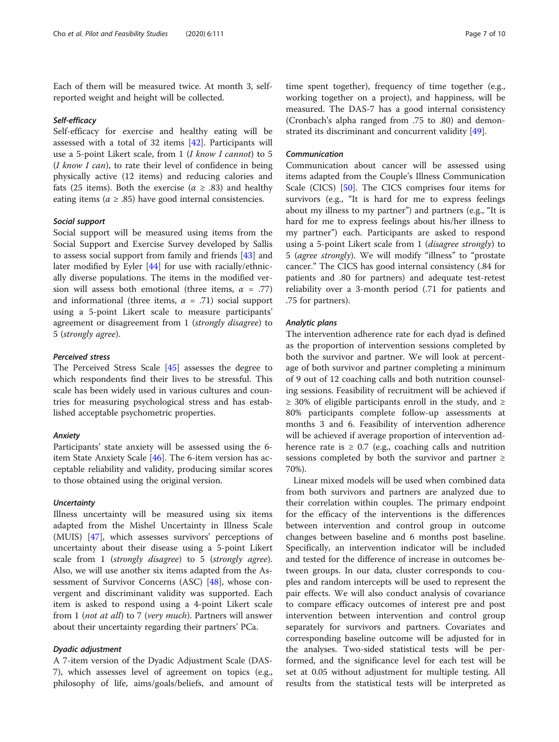Each of them will be measured twice. At month 3, self-reported weight and height will be collected.

#### Self-efficacy

Self-efficacy for exercise and healthy eating will be assessed with a total of 32 items [42]. Participants will use a 5-point Likert scale, from 1 (*I know I cannot*) to 5 (*I know I can*), to rate their level of confidence in being physically active (12 items) and reducing calories and fats (25 items). Both the exercise ($\alpha \geq .83$) and healthy eating items ($\alpha \geq .85$) have good internal consistencies.

#### Social support

Social support will be measured using items from the Social Support and Exercise Survey developed by Sallis to assess social support from family and friends [43] and later modified by Eyler [44] for use with racially/ethnically diverse populations. The items in the modified version will assess both emotional (three items, $\alpha = .77$) and informational (three items, $\alpha = .71$) social support using a 5-point Likert scale to measure participants' agreement or disagreement from 1 (*strongly disagree*) to 5 (*strongly agree*).

#### Perceived stress

The Perceived Stress Scale [45] assesses the degree to which respondents find their lives to be stressful. This scale has been widely used in various cultures and countries for measuring psychological stress and has established acceptable psychometric properties.

#### Anxiety

Participants' state anxiety will be assessed using the 6-item State Anxiety Scale [46]. The 6-item version has acceptable reliability and validity, producing similar scores to those obtained using the original version.

#### Uncertainty

Illness uncertainty will be measured using six items adapted from the Mishel Uncertainty in Illness Scale (MUIS) [47], which assesses survivors' perceptions of uncertainty about their disease using a 5-point Likert scale from 1 (*strongly disagree*) to 5 (*strongly agree*). Also, we will use another six items adapted from the Assessment of Survivor Concerns (ASC) [48], whose convergent and discriminant validity was supported. Each item is asked to respond using a 4-point Likert scale from 1 (*not at all*) to 7 (*very much*). Partners will answer about their uncertainty regarding their partners' PCa.

#### Dyadic adjustment

A 7-item version of the Dyadic Adjustment Scale (DAS-7), which assesses level of agreement on topics (e.g., philosophy of life, aims/goals/beliefs, and amount of time spent together), frequency of time together (e.g., working together on a project), and happiness, will be measured. The DAS-7 has a good internal consistency (Cronbach's alpha ranged from .75 to .80) and demonstrated its discriminant and concurrent validity [49].

#### Communication

Communication about cancer will be assessed using items adapted from the Couple's Illness Communication Scale (CICS) [50]. The CICS comprises four items for survivors (e.g., "It is hard for me to express feelings about my illness to my partner") and partners (e.g., "It is hard for me to express feelings about his/her illness to my partner") each. Participants are asked to respond using a 5-point Likert scale from 1 (*disagree strongly*) to 5 (*agree strongly*). We will modify "illness" to "prostate cancer." The CICS has good internal consistency (.84 for patients and .80 for partners) and adequate test-retest reliability over a 3-month period (.71 for patients and .75 for partners).

#### Analytic plans

The intervention adherence rate for each dyad is defined as the proportion of intervention sessions completed by both the survivor and partner. We will look at percentage of both survivor and partner completing a minimum of 9 out of 12 coaching calls and both nutrition counseling sessions. Feasibility of recruitment will be achieved if $\geq$ 30% of eligible participants enroll in the study, and $\geq$ 80% participants complete follow-up assessments at months 3 and 6. Feasibility of intervention adherence will be achieved if average proportion of intervention adherence rate is $\geq 0.7$ (e.g., coaching calls and nutrition sessions completed by both the survivor and partner $\geq$ 70%).

Linear mixed models will be used when combined data from both survivors and partners are analyzed due to their correlation within couples. The primary endpoint for the efficacy of the interventions is the differences between intervention and control group in outcome changes between baseline and 6 months post baseline. Specifically, an intervention indicator will be included and tested for the difference of increase in outcomes between groups. In our data, cluster corresponds to couples and random intercepts will be used to represent the pair effects. We will also conduct analysis of covariance to compare efficacy outcomes of interest pre and post intervention between intervention and control group separately for survivors and partners. Covariates and corresponding baseline outcome will be adjusted for in the analyses. Two-sided statistical tests will be performed, and the significance level for each test will be set at 0.05 without adjustment for multiple testing. All results from the statistical tests will be interpreted as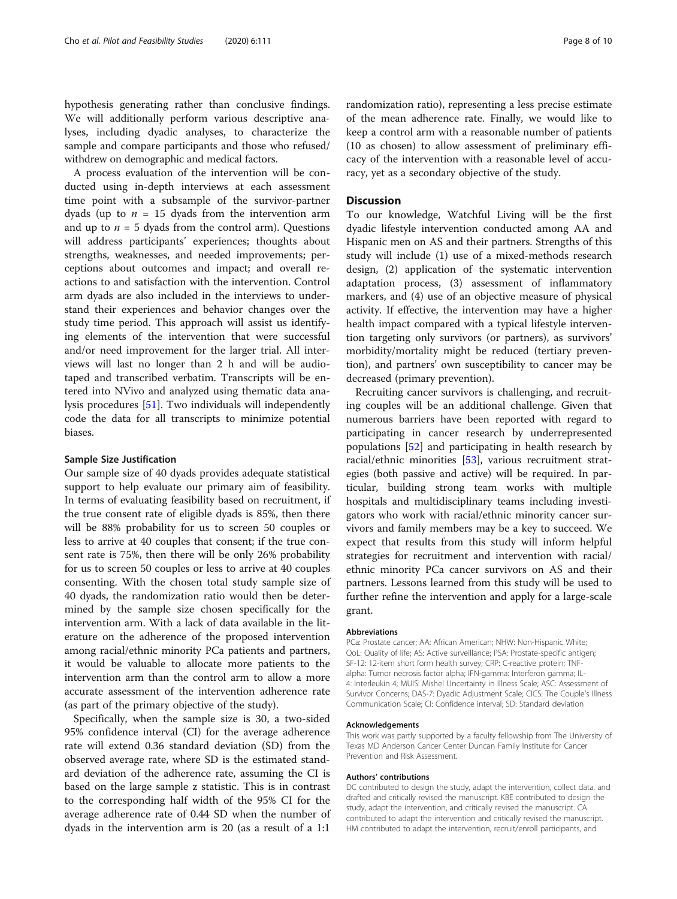hypothesis generating rather than conclusive findings. We will additionally perform various descriptive analyses, including dyadic analyses, to characterize the sample and compare participants and those who refused/withdrew on demographic and medical factors.

A process evaluation of the intervention will be conducted using in-depth interviews at each assessment time point with a subsample of the survivor-partner dyads (up to $n$ = 15 dyads from the intervention arm and up to $n$ = 5 dyads from the control arm). Questions will address participants' experiences; thoughts about strengths, weaknesses, and needed improvements; perceptions about outcomes and impact; and overall reactions to and satisfaction with the intervention. Control arm dyads are also included in the interviews to understand their experiences and behavior changes over the study time period. This approach will assist us identifying elements of the intervention that were successful and/or need improvement for the larger trial. All interviews will last no longer than 2 h and will be audiotaped and transcribed verbatim. Transcripts will be entered into NVivo and analyzed using thematic data analysis procedures [51]. Two individuals will independently code the data for all transcripts to minimize potential biases.

### Sample Size Justification

Our sample size of 40 dyads provides adequate statistical support to help evaluate our primary aim of feasibility. In terms of evaluating feasibility based on recruitment, if the true consent rate of eligible dyads is 85%, then there will be 88% probability for us to screen 50 couples or less to arrive at 40 couples that consent; if the true consent rate is 75%, then there will be only 26% probability for us to screen 50 couples or less to arrive at 40 couples consenting. With the chosen total study sample size of 40 dyads, the randomization ratio would then be determined by the sample size chosen specifically for the intervention arm. With a lack of data available in the literature on the adherence of the proposed intervention among racial/ethnic minority PCa patients and partners, it would be valuable to allocate more patients to the intervention arm than the control arm to allow a more accurate assessment of the intervention adherence rate (as part of the primary objective of the study).

Specifically, when the sample size is 30, a two-sided 95% confidence interval (CI) for the average adherence rate will extend 0.36 standard deviation (SD) from the observed average rate, where SD is the estimated standard deviation of the adherence rate, assuming the CI is based on the large sample z statistic. This is in contrast to the corresponding half width of the 95% CI for the average adherence rate of 0.44 SD when the number of dyads in the intervention arm is 20 (as a result of a 1:1 randomization ratio), representing a less precise estimate of the mean adherence rate. Finally, we would like to keep a control arm with a reasonable number of patients (10 as chosen) to allow assessment of preliminary efficacy of the intervention with a reasonable level of accuracy, yet as a secondary objective of the study.

## Discussion

To our knowledge, Watchful Living will be the first dyadic lifestyle intervention conducted among AA and Hispanic men on AS and their partners. Strengths of this study will include (1) use of a mixed-methods research design, (2) application of the systematic intervention adaptation process, (3) assessment of inflammatory markers, and (4) use of an objective measure of physical activity. If effective, the intervention may have a higher health impact compared with a typical lifestyle intervention targeting only survivors (or partners), as survivors' morbidity/mortality might be reduced (tertiary prevention), and partners' own susceptibility to cancer may be decreased (primary prevention).

Recruiting cancer survivors is challenging, and recruiting couples will be an additional challenge. Given that numerous barriers have been reported with regard to participating in cancer research by underrepresented populations [52] and participating in health research by racial/ethnic minorities [53], various recruitment strategies (both passive and active) will be required. In particular, building strong team works with multiple hospitals and multidisciplinary teams including investigators who work with racial/ethnic minority cancer survivors and family members may be a key to succeed. We expect that results from this study will inform helpful strategies for recruitment and intervention with racial/ethnic minority PCa cancer survivors on AS and their partners. Lessons learned from this study will be used to further refine the intervention and apply for a large-scale grant.

#### Abbreviations

PCa: Prostate cancer; AA: African American; NHW: Non-Hispanic White; QoL: Quality of life; AS: Active surveillance; PSA: Prostate-specific antigen; SF-12: 12-item short form health survey; CRP: C-reactive protein; TNF-alpha: Tumor necrosis factor alpha; IFN-gamma: Interferon gamma; IL-4: Interleukin 4; MUIS: Mishel Uncertainty in Illness Scale; ASC: Assessment of Survivor Concerns; DAS-7: Dyadic Adjustment Scale; CICS: The Couple's Illness Communication Scale; CI: Confidence interval; SD: Standard deviation

#### Acknowledgements

This work was partly supported by a faculty fellowship from The University of Texas MD Anderson Cancer Center Duncan Family Institute for Cancer Prevention and Risk Assessment.

#### Authors' contributions

DC contributed to design the study, adapt the intervention, collect data, and drafted and critically revised the manuscript. KBE contributed to design the study, adapt the intervention, and critically revised the manuscript. CA contributed to adapt the intervention and critically revised the manuscript. HM contributed to adapt the intervention, recruit/enroll participants, and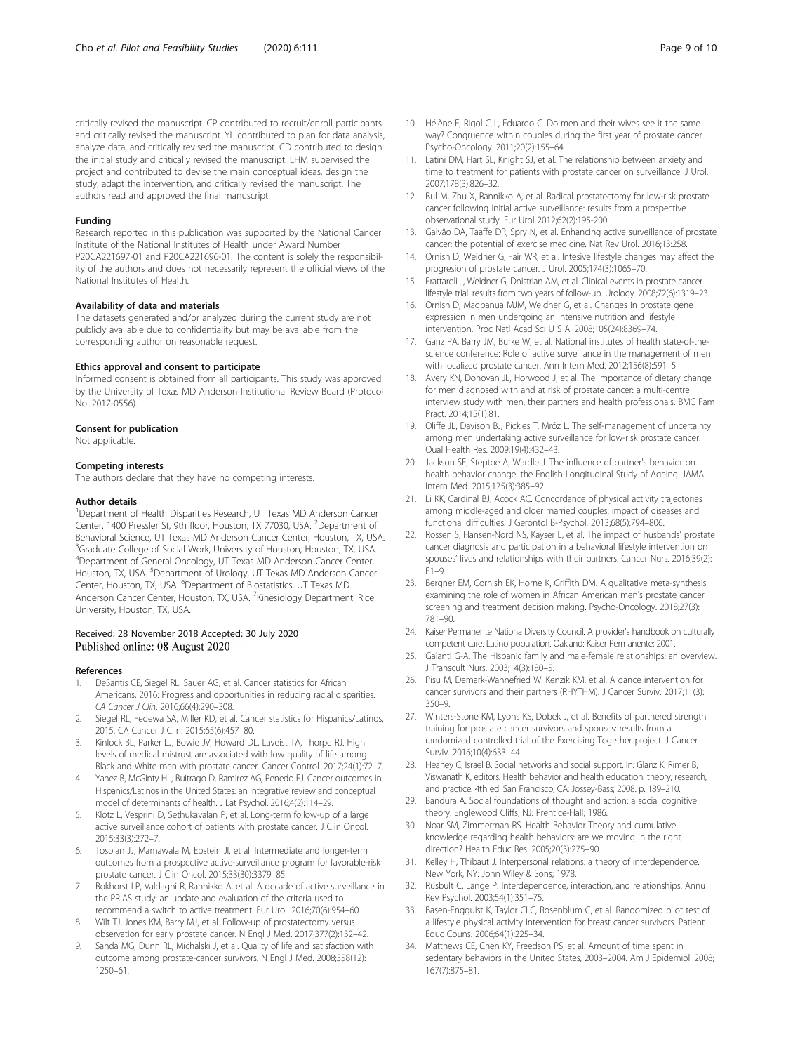critically revised the manuscript. CP contributed to recruit/enroll participants and critically revised the manuscript. YL contributed to plan for data analysis, analyze data, and critically revised the manuscript. CD contributed to design the initial study and critically revised the manuscript. LHM supervised the project and contributed to devise the main conceptual ideas, design the study, adapt the intervention, and critically revised the manuscript. The authors read and approved the final manuscript.

#### Funding

Research reported in this publication was supported by the National Cancer Institute of the National Institutes of Health under Award Number P20CA221697-01 and P20CA221696-01. The content is solely the responsibility of the authors and does not necessarily represent the official views of the National Institutes of Health.

#### Availability of data and materials

The datasets generated and/or analyzed during the current study are not publicly available due to confidentiality but may be available from the corresponding author on reasonable request.

#### Ethics approval and consent to participate

Informed consent is obtained from all participants. This study was approved by the University of Texas MD Anderson Institutional Review Board (Protocol No. 2017-0556).

#### Consent for publication

Not applicable.

#### Competing interests

The authors declare that they have no competing interests.

#### Author details

[1]Department of Health Disparities Research, UT Texas MD Anderson Cancer Center, 1400 Pressler St, 9th floor, Houston, TX 77030, USA. [2]Department of Behavioral Science, UT Texas MD Anderson Cancer Center, Houston, TX, USA. [3]Graduate College of Social Work, University of Houston, Houston, TX, USA. [4]Department of General Oncology, UT Texas MD Anderson Cancer Center, Houston, TX, USA. [5]Department of Urology, UT Texas MD Anderson Cancer Center, Houston, TX, USA. [6]Department of Biostatistics, UT Texas MD Anderson Cancer Center, Houston, TX, USA. [7]Kinesiology Department, Rice University, Houston, TX, USA.

Received: 28 November 2018 Accepted: 30 July 2020
Published online: 08 August 2020

#### References

1. DeSantis CE, Siegel RL, Sauer AG, et al. Cancer statistics for African Americans, 2016: Progress and opportunities in reducing racial disparities. *CA Cancer J Clin*. 2016;66(4):290–308.
2. Siegel RL, Fedewa SA, Miller KD, et al. Cancer statistics for Hispanics/Latinos, 2015. CA Cancer J Clin. 2015;65(6):457–80.
3. Kinlock BL, Parker LJ, Bowie JV, Howard DL, Laveist TA, Thorpe RJ. High levels of medical mistrust are associated with low quality of life among Black and White men with prostate cancer. Cancer Control. 2017;24(1):72–7.
4. Yanez B, McGinty HL, Buitrago D, Ramirez AG, Penedo FJ. Cancer outcomes in Hispanics/Latinos in the United States: an integrative review and conceptual model of determinants of health. J Lat Psychol. 2016;4(2):114–29.
5. Klotz L, Vesprini D, Sethukavalan P, et al. Long-term follow-up of a large active surveillance cohort of patients with prostate cancer. J Clin Oncol. 2015;33(3):272–7.
6. Tosoian JJ, Mamawala M, Epstein JI, et al. Intermediate and longer-term outcomes from a prospective active-surveillance program for favorable-risk prostate cancer. J Clin Oncol. 2015;33(30):3379–85.
7. Bokhorst LP, Valdagni R, Rannikko A, et al. A decade of active surveillance in the PRIAS study: an update and evaluation of the criteria used to recommend a switch to active treatment. Eur Urol. 2016;70(6):954–60.
8. Wilt TJ, Jones KM, Barry MJ, et al. Follow-up of prostatectomy versus observation for early prostate cancer. N Engl J Med. 2017;377(2):132–42.
9. Sanda MG, Dunn RL, Michalski J, et al. Quality of life and satisfaction with outcome among prostate-cancer survivors. N Engl J Med. 2008;358(12): 1250–61.
10. Hélène E, Rigol CJL, Eduardo C. Do men and their wives see it the same way? Congruence within couples during the first year of prostate cancer. Psycho-Oncology. 2011;20(2):155–64.
11. Latini DM, Hart SL, Knight SJ, et al. The relationship between anxiety and time to treatment for patients with prostate cancer on surveillance. J Urol. 2007;178(3):826–32.
12. Bul M, Zhu X, Rannikko A, et al. Radical prostatectomy for low-risk prostate cancer following initial active surveillance: results from a prospective observational study. Eur Urol 2012;62(2):195-200.
13. Galvão DA, Taaffe DR, Spry N, et al. Enhancing active surveillance of prostate cancer: the potential of exercise medicine. Nat Rev Urol. 2016;13:258.
14. Ornish D, Weidner G, Fair WR, et al. Intesive lifestyle changes may affect the progresion of prostate cancer. J Urol. 2005;174(3):1065–70.
15. Frattaroli J, Weidner G, Dnistrian AM, et al. Clinical events in prostate cancer lifestyle trial: results from two years of follow-up. Urology. 2008;72(6):1319–23.
16. Ornish D, Magbanua MJM, Weidner G, et al. Changes in prostate gene expression in men undergoing an intensive nutrition and lifestyle intervention. Proc Natl Acad Sci U S A. 2008;105(24):8369–74.
17. Ganz PA, Barry JM, Burke W, et al. National institutes of health state-of-the-science conference: Role of active surveillance in the management of men with localized prostate cancer. Ann Intern Med. 2012;156(8):591–5.
18. Avery KN, Donovan JL, Horwood J, et al. The importance of dietary change for men diagnosed with and at risk of prostate cancer: a multi-centre interview study with men, their partners and health professionals. BMC Fam Pract. 2014;15(1):81.
19. Oliffe JL, Davison BJ, Pickles T, Mróz L. The self-management of uncertainty among men undertaking active surveillance for low-risk prostate cancer. Qual Health Res. 2009;19(4):432–43.
20. Jackson SE, Steptoe A, Wardle J. The influence of partner's behavior on health behavior change: the English Longitudinal Study of Ageing. JAMA Intern Med. 2015;175(3):385–92.
21. Li KK, Cardinal BJ, Acock AC. Concordance of physical activity trajectories among middle-aged and older married couples: impact of diseases and functional difficulties. J Gerontol B-Psychol. 2013;68(5):794–806.
22. Rossen S, Hansen-Nord NS, Kayser L, et al. The impact of husbands' prostate cancer diagnosis and participation in a behavioral lifestyle intervention on spouses' lives and relationships with their partners. Cancer Nurs. 2016;39(2): E1–9.
23. Bergner EM, Cornish EK, Horne K, Griffith DM. A qualitative meta-synthesis examining the role of women in African American men's prostate cancer screening and treatment decision making. Psycho-Oncology. 2018;27(3): 781–90.
24. Kaiser Permanente Nationa Diversity Council. A provider's handbook on culturally competent care. Latino population. Oakland: Kaiser Permanente; 2001.
25. Galanti G-A. The Hispanic family and male-female relationships: an overview. J Transcult Nurs. 2003;14(3):180–5.
26. Pisu M, Demark-Wahnefried W, Kenzik KM, et al. A dance intervention for cancer survivors and their partners (RHYTHM). J Cancer Surviv. 2017;11(3): 350–9.
27. Winters-Stone KM, Lyons KS, Dobek J, et al. Benefits of partnered strength training for prostate cancer survivors and spouses: results from a randomized controlled trial of the Exercising Together project. J Cancer Surviv. 2016;10(4):633–44.
28. Heaney C, Israel B. Social networks and social support. In: Glanz K, Rimer B, Viswanath K, editors. Health behavior and health education: theory, research, and practice. 4th ed. San Francisco, CA: Jossey-Bass; 2008. p. 189–210.
29. Bandura A. Social foundations of thought and action: a social cognitive theory. Englewood Cliffs, NJ: Prentice-Hall; 1986.
30. Noar SM, Zimmerman RS. Health Behavior Theory and cumulative knowledge regarding health behaviors: are we moving in the right direction? Health Educ Res. 2005;20(3):275–90.
31. Kelley H, Thibaut J. Interpersonal relations: a theory of interdependence. New York, NY: John Wiley & Sons; 1978.
32. Rusbult C, Lange P. Interdependence, interaction, and relationships. Annu Rev Psychol. 2003;54(1):351–75.
33. Basen-Engquist K, Taylor CLC, Rosenblum C, et al. Randomized pilot test of a lifestyle physical activity intervention for breast cancer survivors. Patient Educ Couns. 2006;64(1):225–34.
34. Matthews CE, Chen KY, Freedson PS, et al. Amount of time spent in sedentary behaviors in the United States, 2003–2004. Am J Epidemiol. 2008; 167(7):875–81.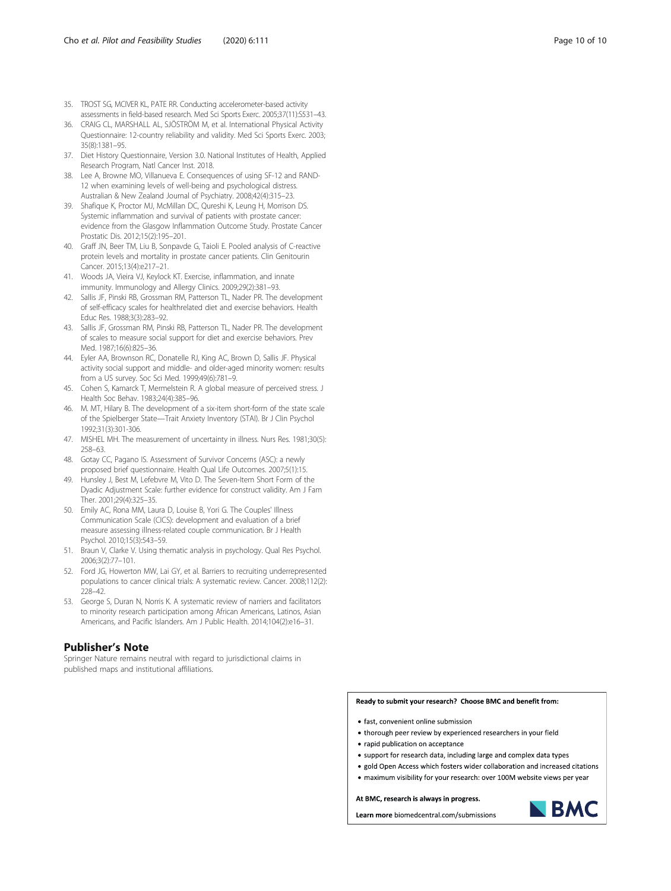35. TROST SG, MCIVER KL, PATE RR. Conducting accelerometer-based activity assessments in field-based research. Med Sci Sports Exerc. 2005;37(11):S531–43.
36. CRAIG CL, MARSHALL AL, SJÖSTRÖM M, et al. International Physical Activity Questionnaire: 12-country reliability and validity. Med Sci Sports Exerc. 2003; 35(8):1381–95.
37. Diet History Questionnaire, Version 3.0. National Institutes of Health, Applied Research Program, Natl Cancer Inst. 2018.
38. Lee A, Browne MO, Villanueva E. Consequences of using SF-12 and RAND-12 when examining levels of well-being and psychological distress. Australian & New Zealand Journal of Psychiatry. 2008;42(4):315–23.
39. Shafique K, Proctor MJ, McMillan DC, Qureshi K, Leung H, Morrison DS. Systemic inflammation and survival of patients with prostate cancer: evidence from the Glasgow Inflammation Outcome Study. Prostate Cancer Prostatic Dis. 2012;15(2):195–201.
40. Graff JN, Beer TM, Liu B, Sonpavde G, Taioli E. Pooled analysis of C-reactive protein levels and mortality in prostate cancer patients. Clin Genitourin Cancer. 2015;13(4):e217–21.
41. Woods JA, Vieira VJ, Keylock KT. Exercise, inflammation, and innate immunity. Immunology and Allergy Clinics. 2009;29(2):381–93.
42. Sallis JF, Pinski RB, Grossman RM, Patterson TL, Nader PR. The development of self-efficacy scales for healthrelated diet and exercise behaviors. Health Educ Res. 1988;3(3):283–92.
43. Sallis JF, Grossman RM, Pinski RB, Patterson TL, Nader PR. The development of scales to measure social support for diet and exercise behaviors. Prev Med. 1987;16(6):825–36.
44. Eyler AA, Brownson RC, Donatelle RJ, King AC, Brown D, Sallis JF. Physical activity social support and middle- and older-aged minority women: results from a US survey. Soc Sci Med. 1999;49(6):781–9.
45. Cohen S, Kamarck T, Mermelstein R. A global measure of perceived stress. J Health Soc Behav. 1983;24(4):385–96.
46. M. MT, Hilary B. The development of a six-item short-form of the state scale of the Spielberger State—Trait Anxiety Inventory (STAI). Br J Clin Psychol 1992;31(3):301-306.
47. MISHEL MH. The measurement of uncertainty in illness. Nurs Res. 1981;30(5): 258–63.
48. Gotay CC, Pagano IS. Assessment of Survivor Concerns (ASC): a newly proposed brief questionnaire. Health Qual Life Outcomes. 2007;5(1):15.
49. Hunsley J, Best M, Lefebvre M, Vito D. The Seven-Item Short Form of the Dyadic Adjustment Scale: further evidence for construct validity. Am J Fam Ther. 2001;29(4):325–35.
50. Emily AC, Rona MM, Laura D, Louise B, Yori G. The Couples' Illness Communication Scale (CICS): development and evaluation of a brief measure assessing illness-related couple communication. Br J Health Psychol. 2010;15(3):543–59.
51. Braun V, Clarke V. Using thematic analysis in psychology. Qual Res Psychol. 2006;3(2):77–101.
52. Ford JG, Howerton MW, Lai GY, et al. Barriers to recruiting underrepresented populations to cancer clinical trials: A systematic review. Cancer. 2008;112(2): 228–42.
53. George S, Duran N, Norris K. A systematic review of narriers and facilitators to minority research participation among African Americans, Latinos, Asian Americans, and Pacific Islanders. Am J Public Health. 2014;104(2):e16–31.

## Publisher's Note

Springer Nature remains neutral with regard to jurisdictional claims in published maps and institutional affiliations.

**Ready to submit your research? Choose BMC and benefit from:**

- fast, convenient online submission
- thorough peer review by experienced researchers in your field
- rapid publication on acceptance
- support for research data, including large and complex data types
- gold Open Access which fosters wider collaboration and increased citations
- maximum visibility for your research: over 100M website views per year

**At BMC, research is always in progress.**

**Learn more** biomedcentral.com/submissions

BMC